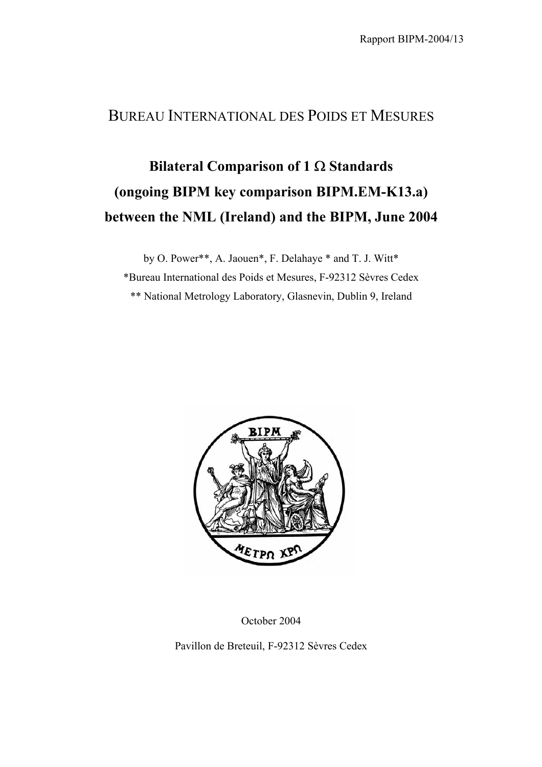Rapport BIPM-2004/13

# BUREAU INTERNATIONAL DES POIDS ET MESURES

# Bilateral Comparison of 1 Ω Standards (ongoing BIPM key comparison BIPM.EM-K13.a) between the NML (Ireland) and the BIPM, June 2004

by O. Power**, A. Jaouen*, F. Delahaye * and T. J. Witt*

*Bureau International des Poids et Mesures, F-92312 Sèvres Cedex

** National Metrology Laboratory, Glasnevin, Dublin 9, Ireland

October 2004

Pavillon de Breteuil, F-92312 Sèvres Cedex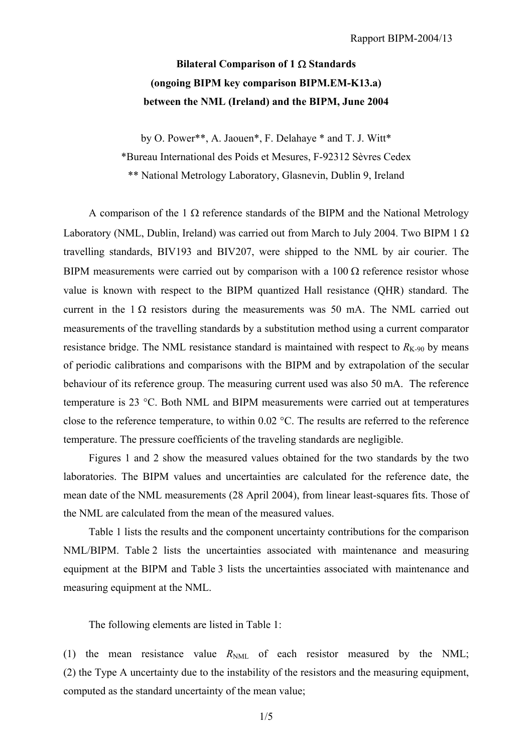**Bilateral Comparison of 1 Ω Standards**
**(ongoing BIPM key comparison BIPM.EM-K13.a)**
**between the NML (Ireland) and the BIPM, June 2004**

by O. Power**, A. Jaouen*, F. Delahaye * and T. J. Witt*

*Bureau International des Poids et Mesures, F-92312 Sèvres Cedex

** National Metrology Laboratory, Glasnevin, Dublin 9, Ireland

A comparison of the 1 Ω reference standards of the BIPM and the National Metrology Laboratory (NML, Dublin, Ireland) was carried out from March to July 2004. Two BIPM 1 Ω travelling standards, BIV193 and BIV207, were shipped to the NML by air courier. The BIPM measurements were carried out by comparison with a 100 Ω reference resistor whose value is known with respect to the BIPM quantized Hall resistance (QHR) standard. The current in the 1 Ω resistors during the measurements was 50 mA. The NML carried out measurements of the travelling standards by a substitution method using a current comparator resistance bridge. The NML resistance standard is maintained with respect to $R_{K-90}$ by means of periodic calibrations and comparisons with the BIPM and by extrapolation of the secular behaviour of its reference group. The measuring current used was also 50 mA. The reference temperature is 23 °C. Both NML and BIPM measurements were carried out at temperatures close to the reference temperature, to within 0.02 °C. The results are referred to the reference temperature. The pressure coefficients of the traveling standards are negligible.

Figures 1 and 2 show the measured values obtained for the two standards by the two laboratories. The BIPM values and uncertainties are calculated for the reference date, the mean date of the NML measurements (28 April 2004), from linear least-squares fits. Those of the NML are calculated from the mean of the measured values.

Table 1 lists the results and the component uncertainty contributions for the comparison NML/BIPM. Table 2 lists the uncertainties associated with maintenance and measuring equipment at the BIPM and Table 3 lists the uncertainties associated with maintenance and measuring equipment at the NML.

The following elements are listed in Table 1:

(1) the mean resistance value $R_{NML}$ of each resistor measured by the NML;
(2) the Type A uncertainty due to the instability of the resistors and the measuring equipment, computed as the standard uncertainty of the mean value;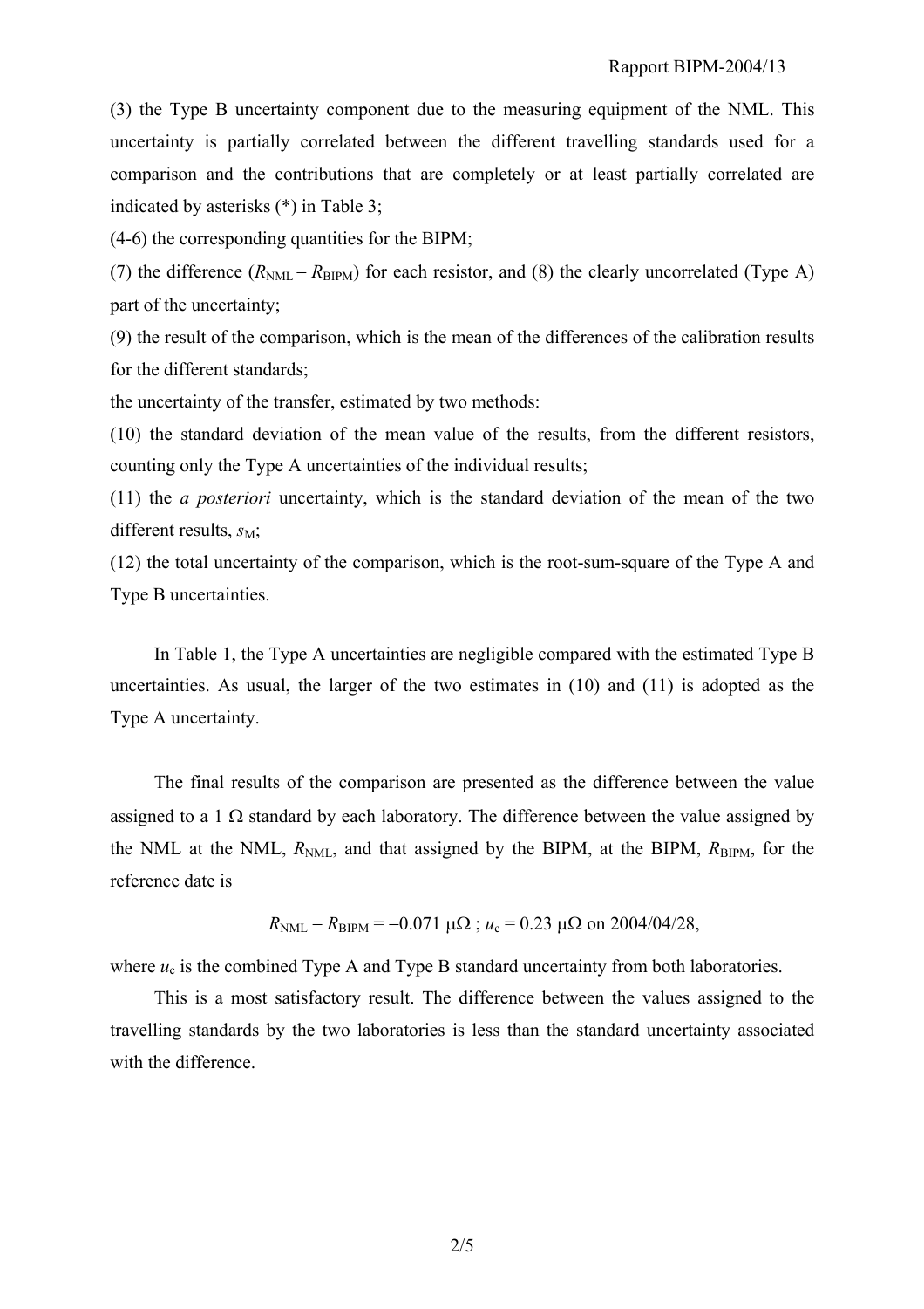(3) the Type B uncertainty component due to the measuring equipment of the NML. This uncertainty is partially correlated between the different travelling standards used for a comparison and the contributions that are completely or at least partially correlated are indicated by asterisks (*) in Table 3;

(4-6) the corresponding quantities for the BIPM;

(7) the difference ($R_{\mathrm{NML}} - R_{\mathrm{BIPM}}$) for each resistor, and (8) the clearly uncorrelated (Type A) part of the uncertainty;

(9) the result of the comparison, which is the mean of the differences of the calibration results for the different standards;

the uncertainty of the transfer, estimated by two methods:

(10) the standard deviation of the mean value of the results, from the different resistors, counting only the Type A uncertainties of the individual results;

(11) the *a posteriori* uncertainty, which is the standard deviation of the mean of the two different results, $s_{\mathrm{M}}$;

(12) the total uncertainty of the comparison, which is the root-sum-square of the Type A and Type B uncertainties.

In Table 1, the Type A uncertainties are negligible compared with the estimated Type B uncertainties. As usual, the larger of the two estimates in (10) and (11) is adopted as the Type A uncertainty.

The final results of the comparison are presented as the difference between the value assigned to a 1 Ω standard by each laboratory. The difference between the value assigned by the NML at the NML, $R_{\mathrm{NML}}$, and that assigned by the BIPM, at the BIPM, $R_{\mathrm{BIPM}}$, for the reference date is

$$R_{\mathrm{NML}} - R_{\mathrm{BIPM}} = -0.071\ \mu\Omega\ ;\ u_{\mathrm{c}} = 0.23\ \mu\Omega \text{ on 2004/04/28,}$$

where $u_{\mathrm{c}}$ is the combined Type A and Type B standard uncertainty from both laboratories.

This is a most satisfactory result. The difference between the values assigned to the travelling standards by the two laboratories is less than the standard uncertainty associated with the difference.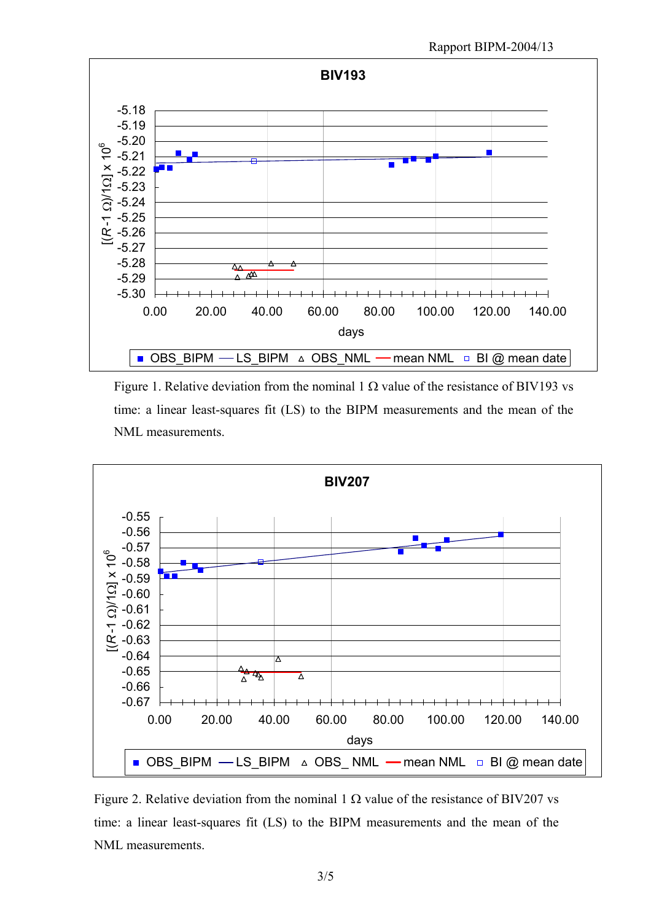Figure 1. Relative deviation from the nominal 1 Ω value of the resistance of BIV193 vs time: a linear least-squares fit (LS) to the BIPM measurements and the mean of the NML measurements.

Figure 2. Relative deviation from the nominal 1 Ω value of the resistance of BIV207 vs time: a linear least-squares fit (LS) to the BIPM measurements and the mean of the NML measurements.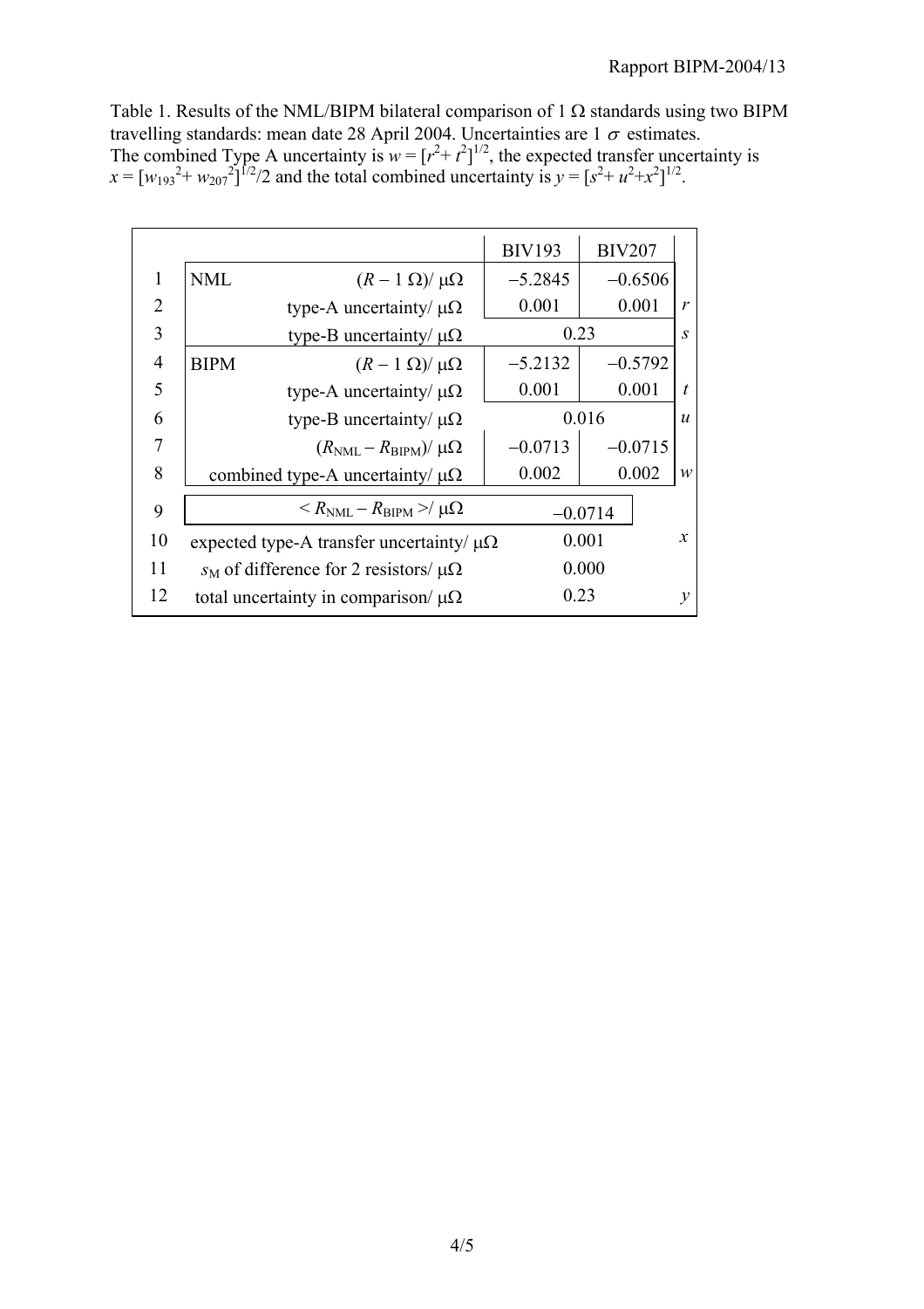Table 1. Results of the NML/BIPM bilateral comparison of 1 Ω standards using two BIPM travelling standards: mean date 28 April 2004. Uncertainties are 1 $\sigma$ estimates. The combined Type A uncertainty is $w = [r^2 + t^2]^{1/2}$, the expected transfer uncertainty is $x = [w_{193}{}^2 + w_{207}{}^2]^{1/2}/2$ and the total combined uncertainty is $y = [s^2 + u^2 + x^2]^{1/2}$.

| | | | BIV193 | BIV207 | |
|---|---|---|---|---|---|
| 1 | NML | $(R - 1\ \Omega)/\ \mu\Omega$ | −5.2845 | −0.6506 | |
| 2 | | type-A uncertainty/ μΩ | 0.001 | 0.001 | $r$ |
| 3 | | type-B uncertainty/ μΩ | 0.23 | | $s$ |
| 4 | BIPM | $(R - 1\ \Omega)/\ \mu\Omega$ | −5.2132 | −0.5792 | |
| 5 | | type-A uncertainty/ μΩ | 0.001 | 0.001 | $t$ |
| 6 | | type-B uncertainty/ μΩ | 0.016 | | $u$ |
| 7 | | $(R_{\mathrm{NML}} - R_{\mathrm{BIPM}})/\ \mu\Omega$ | −0.0713 | −0.0715 | |
| 8 | | combined type-A uncertainty/ μΩ | 0.002 | 0.002 | $w$ |
| 9 | | $< R_{\mathrm{NML}} - R_{\mathrm{BIPM}} >/\ \mu\Omega$ | −0.0714 | | |
| 10 | | expected type-A transfer uncertainty/ μΩ | 0.001 | | $x$ |
| 11 | | $s_{\mathrm{M}}$ of difference for 2 resistors/ μΩ | 0.000 | | |
| 12 | | total uncertainty in comparison/ μΩ | 0.23 | | $y$ |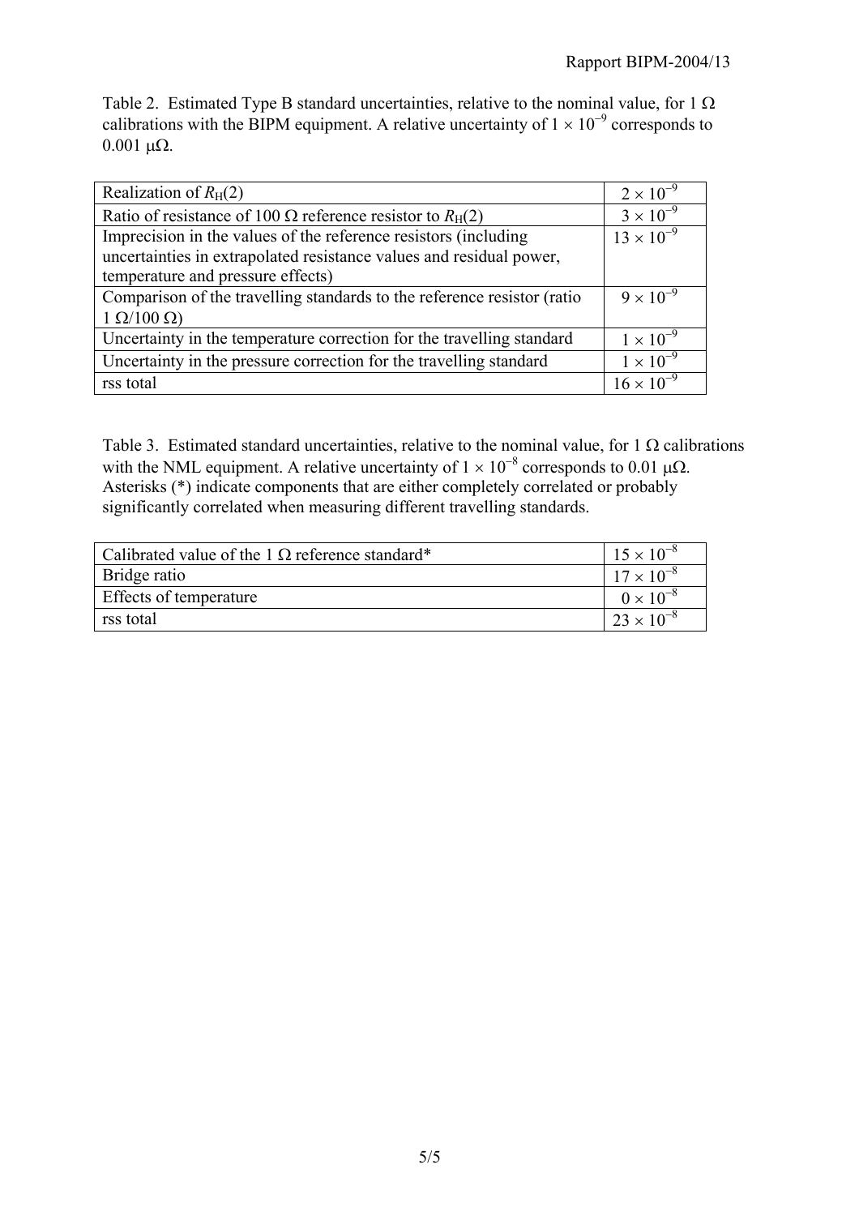Table 2. Estimated Type B standard uncertainties, relative to the nominal value, for 1 Ω calibrations with the BIPM equipment. A relative uncertainty of $1 \times 10^{-9}$ corresponds to 0.001 μΩ.

| | |
|---|---|
| Realization of $R_H(2)$ | $2 \times 10^{-9}$ |
| Ratio of resistance of 100 Ω reference resistor to $R_H(2)$ | $3 \times 10^{-9}$ |
| Imprecision in the values of the reference resistors (including uncertainties in extrapolated resistance values and residual power, temperature and pressure effects) | $13 \times 10^{-9}$ |
| Comparison of the travelling standards to the reference resistor (ratio 1 Ω/100 Ω) | $9 \times 10^{-9}$ |
| Uncertainty in the temperature correction for the travelling standard | $1 \times 10^{-9}$ |
| Uncertainty in the pressure correction for the travelling standard | $1 \times 10^{-9}$ |
| rss total | $16 \times 10^{-9}$ |

Table 3. Estimated standard uncertainties, relative to the nominal value, for 1 Ω calibrations with the NML equipment. A relative uncertainty of $1 \times 10^{-8}$ corresponds to 0.01 μΩ. Asterisks (*) indicate components that are either completely correlated or probably significantly correlated when measuring different travelling standards.

| | |
|---|---|
| Calibrated value of the 1 Ω reference standard* | $15 \times 10^{-8}$ |
| Bridge ratio | $17 \times 10^{-8}$ |
| Effects of temperature | $0 \times 10^{-8}$ |
| rss total | $23 \times 10^{-8}$ |